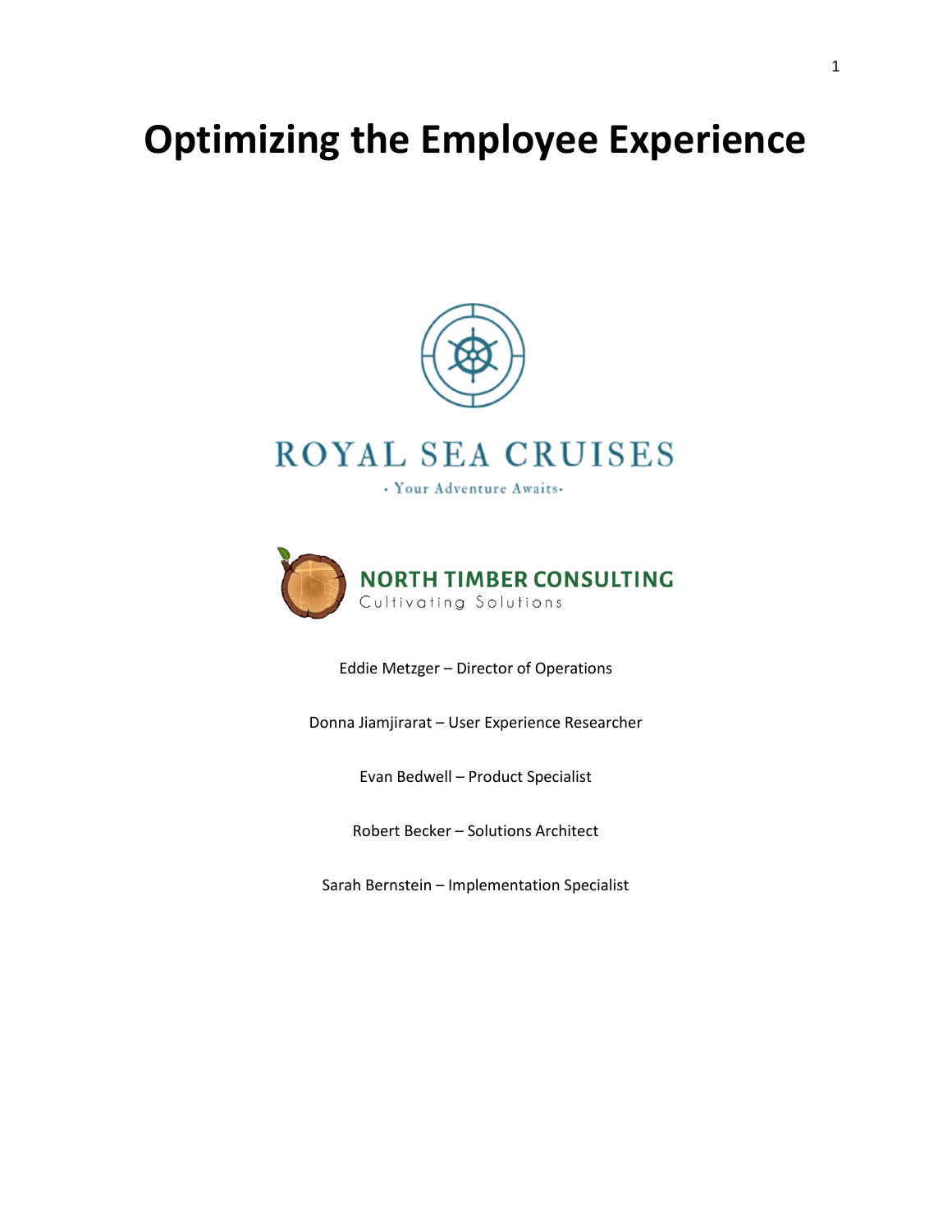# Optimizing the Employee Experience

ROYAL SEA CRUISES

· Your Adventure Awaits·

NORTH TIMBER CONSULTING

Cultivating Solutions

Eddie Metzger – Director of Operations

Donna Jiamjirarat – User Experience Researcher

Evan Bedwell – Product Specialist

Robert Becker – Solutions Architect

Sarah Bernstein – Implementation Specialist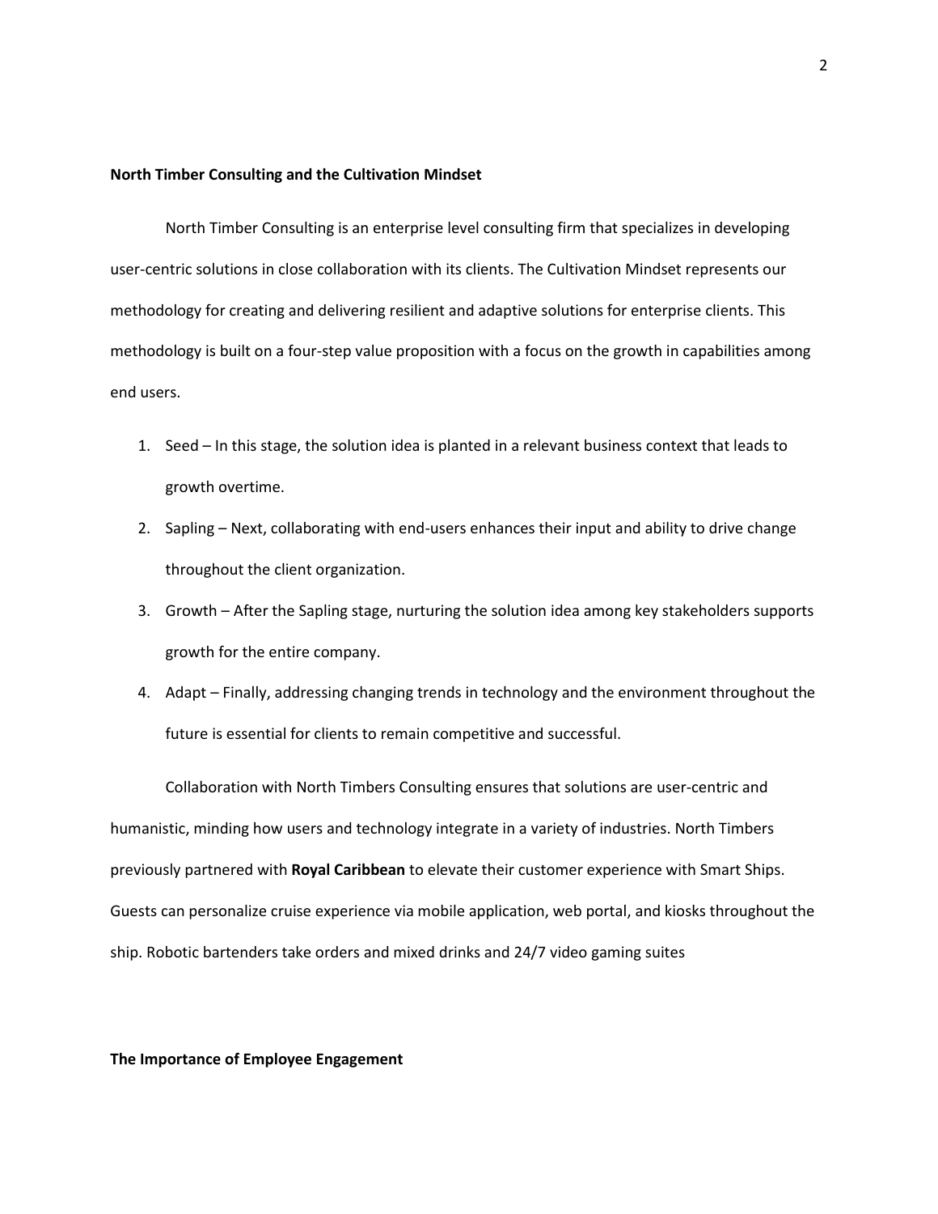**North Timber Consulting and the Cultivation Mindset**

North Timber Consulting is an enterprise level consulting firm that specializes in developing user-centric solutions in close collaboration with its clients. The Cultivation Mindset represents our methodology for creating and delivering resilient and adaptive solutions for enterprise clients. This methodology is built on a four-step value proposition with a focus on the growth in capabilities among end users.

1. Seed – In this stage, the solution idea is planted in a relevant business context that leads to growth overtime.
2. Sapling – Next, collaborating with end-users enhances their input and ability to drive change throughout the client organization.
3. Growth – After the Sapling stage, nurturing the solution idea among key stakeholders supports growth for the entire company.
4. Adapt – Finally, addressing changing trends in technology and the environment throughout the future is essential for clients to remain competitive and successful.

Collaboration with North Timbers Consulting ensures that solutions are user-centric and humanistic, minding how users and technology integrate in a variety of industries. North Timbers previously partnered with **Royal Caribbean** to elevate their customer experience with Smart Ships. Guests can personalize cruise experience via mobile application, web portal, and kiosks throughout the ship. Robotic bartenders take orders and mixed drinks and 24/7 video gaming suites

**The Importance of Employee Engagement**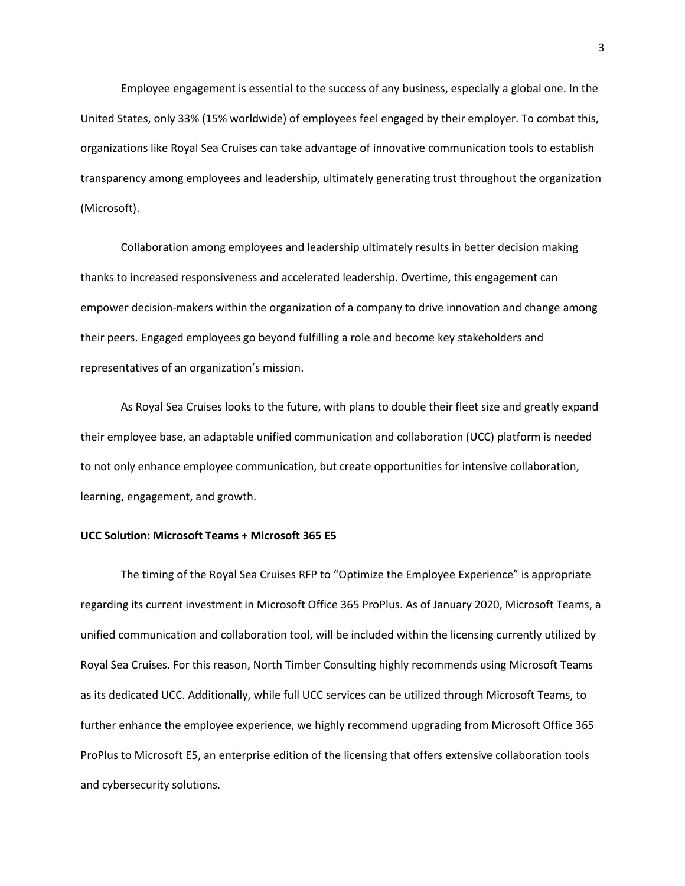Employee engagement is essential to the success of any business, especially a global one. In the United States, only 33% (15% worldwide) of employees feel engaged by their employer. To combat this, organizations like Royal Sea Cruises can take advantage of innovative communication tools to establish transparency among employees and leadership, ultimately generating trust throughout the organization (Microsoft).

Collaboration among employees and leadership ultimately results in better decision making thanks to increased responsiveness and accelerated leadership. Overtime, this engagement can empower decision-makers within the organization of a company to drive innovation and change among their peers. Engaged employees go beyond fulfilling a role and become key stakeholders and representatives of an organization's mission.

As Royal Sea Cruises looks to the future, with plans to double their fleet size and greatly expand their employee base, an adaptable unified communication and collaboration (UCC) platform is needed to not only enhance employee communication, but create opportunities for intensive collaboration, learning, engagement, and growth.

**UCC Solution: Microsoft Teams + Microsoft 365 E5**

The timing of the Royal Sea Cruises RFP to "Optimize the Employee Experience" is appropriate regarding its current investment in Microsoft Office 365 ProPlus. As of January 2020, Microsoft Teams, a unified communication and collaboration tool, will be included within the licensing currently utilized by Royal Sea Cruises. For this reason, North Timber Consulting highly recommends using Microsoft Teams as its dedicated UCC. Additionally, while full UCC services can be utilized through Microsoft Teams, to further enhance the employee experience, we highly recommend upgrading from Microsoft Office 365 ProPlus to Microsoft E5, an enterprise edition of the licensing that offers extensive collaboration tools and cybersecurity solutions.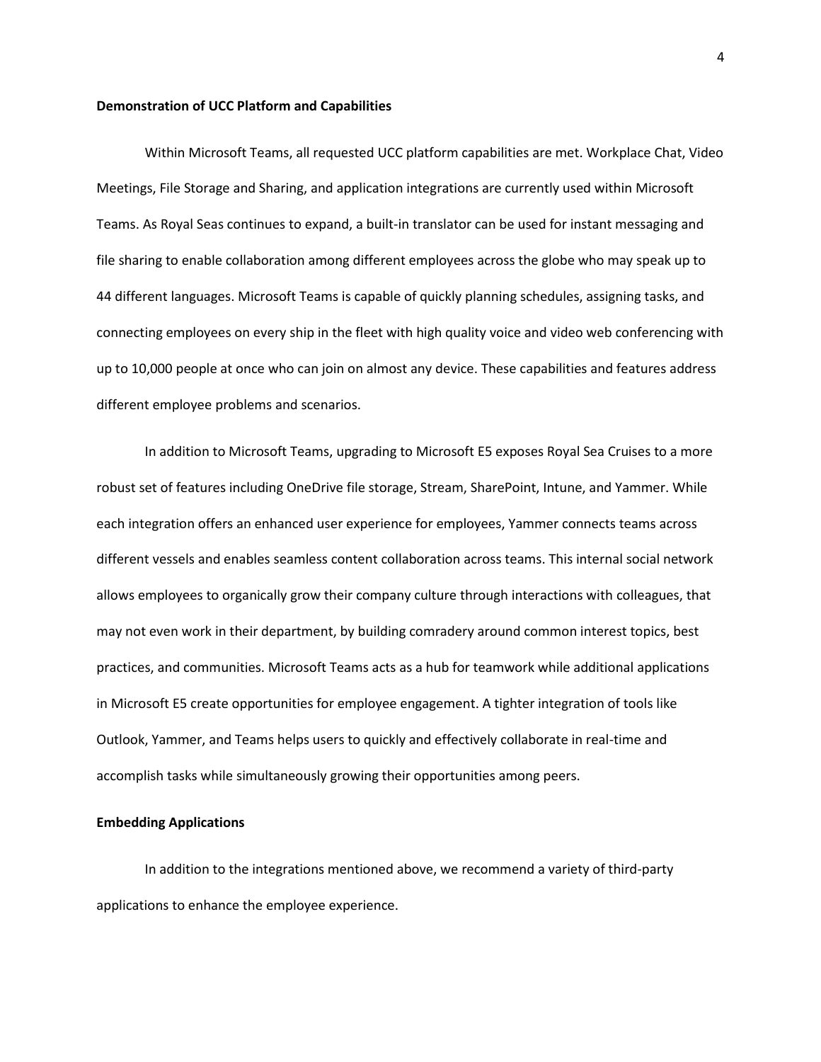**Demonstration of UCC Platform and Capabilities**

Within Microsoft Teams, all requested UCC platform capabilities are met. Workplace Chat, Video Meetings, File Storage and Sharing, and application integrations are currently used within Microsoft Teams. As Royal Seas continues to expand, a built-in translator can be used for instant messaging and file sharing to enable collaboration among different employees across the globe who may speak up to 44 different languages. Microsoft Teams is capable of quickly planning schedules, assigning tasks, and connecting employees on every ship in the fleet with high quality voice and video web conferencing with up to 10,000 people at once who can join on almost any device. These capabilities and features address different employee problems and scenarios.

In addition to Microsoft Teams, upgrading to Microsoft E5 exposes Royal Sea Cruises to a more robust set of features including OneDrive file storage, Stream, SharePoint, Intune, and Yammer. While each integration offers an enhanced user experience for employees, Yammer connects teams across different vessels and enables seamless content collaboration across teams. This internal social network allows employees to organically grow their company culture through interactions with colleagues, that may not even work in their department, by building comradery around common interest topics, best practices, and communities. Microsoft Teams acts as a hub for teamwork while additional applications in Microsoft E5 create opportunities for employee engagement. A tighter integration of tools like Outlook, Yammer, and Teams helps users to quickly and effectively collaborate in real-time and accomplish tasks while simultaneously growing their opportunities among peers.

**Embedding Applications**

In addition to the integrations mentioned above, we recommend a variety of third-party applications to enhance the employee experience.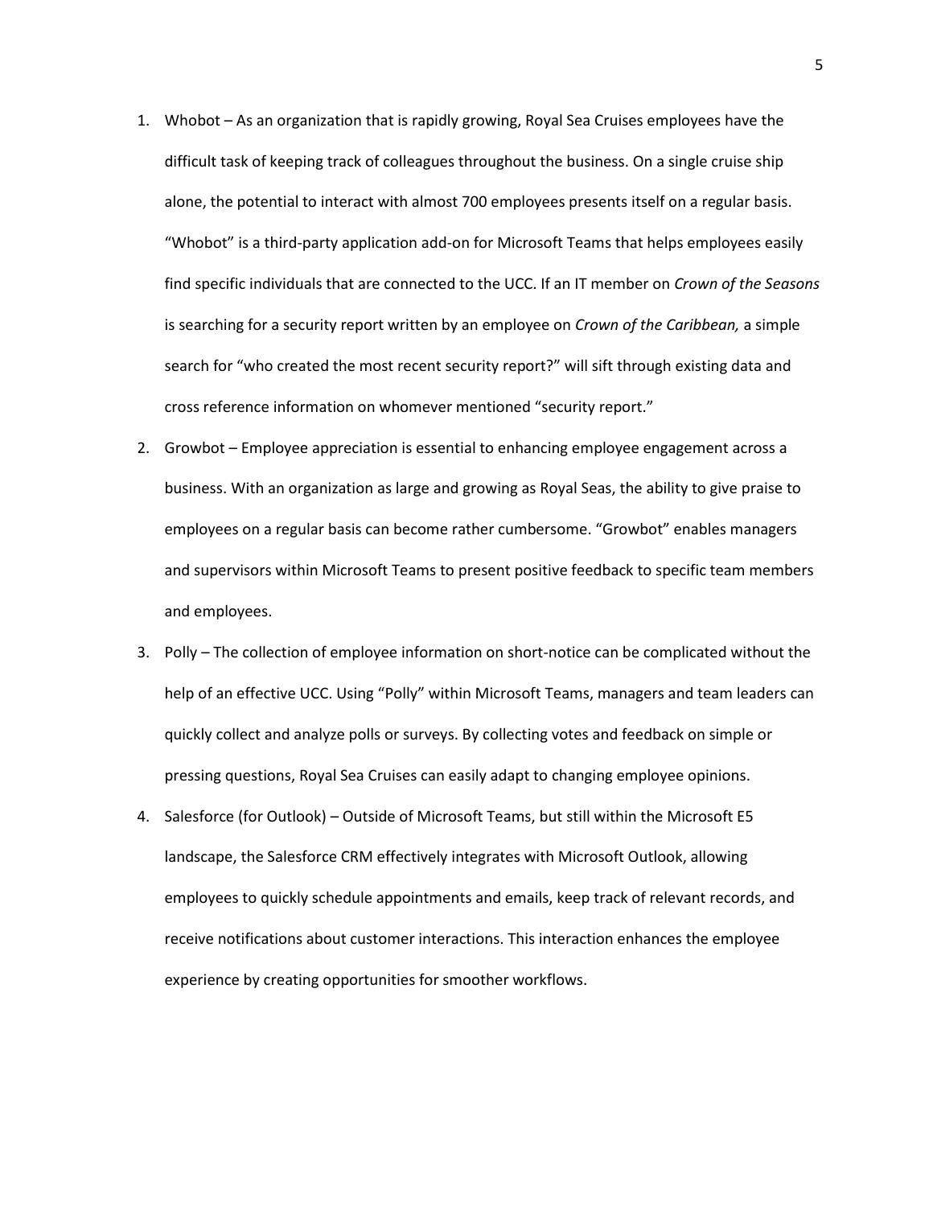1. Whobot – As an organization that is rapidly growing, Royal Sea Cruises employees have the difficult task of keeping track of colleagues throughout the business. On a single cruise ship alone, the potential to interact with almost 700 employees presents itself on a regular basis. "Whobot" is a third-party application add-on for Microsoft Teams that helps employees easily find specific individuals that are connected to the UCC. If an IT member on *Crown of the Seasons* is searching for a security report written by an employee on *Crown of the Caribbean,* a simple search for "who created the most recent security report?" will sift through existing data and cross reference information on whomever mentioned "security report."
2. Growbot – Employee appreciation is essential to enhancing employee engagement across a business. With an organization as large and growing as Royal Seas, the ability to give praise to employees on a regular basis can become rather cumbersome. "Growbot" enables managers and supervisors within Microsoft Teams to present positive feedback to specific team members and employees.
3. Polly – The collection of employee information on short-notice can be complicated without the help of an effective UCC. Using "Polly" within Microsoft Teams, managers and team leaders can quickly collect and analyze polls or surveys. By collecting votes and feedback on simple or pressing questions, Royal Sea Cruises can easily adapt to changing employee opinions.
4. Salesforce (for Outlook) – Outside of Microsoft Teams, but still within the Microsoft E5 landscape, the Salesforce CRM effectively integrates with Microsoft Outlook, allowing employees to quickly schedule appointments and emails, keep track of relevant records, and receive notifications about customer interactions. This interaction enhances the employee experience by creating opportunities for smoother workflows.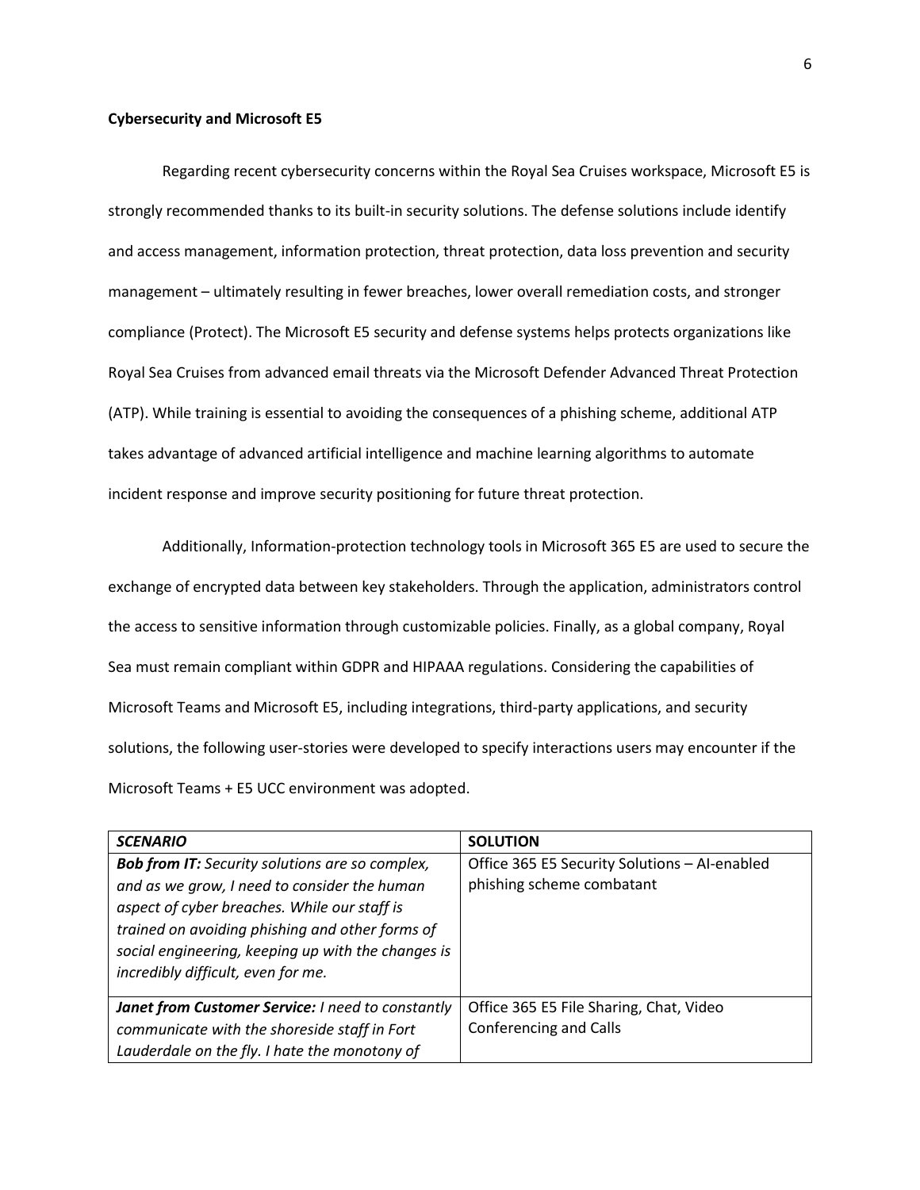**Cybersecurity and Microsoft E5**

Regarding recent cybersecurity concerns within the Royal Sea Cruises workspace, Microsoft E5 is strongly recommended thanks to its built-in security solutions. The defense solutions include identify and access management, information protection, threat protection, data loss prevention and security management – ultimately resulting in fewer breaches, lower overall remediation costs, and stronger compliance (Protect). The Microsoft E5 security and defense systems helps protects organizations like Royal Sea Cruises from advanced email threats via the Microsoft Defender Advanced Threat Protection (ATP). While training is essential to avoiding the consequences of a phishing scheme, additional ATP takes advantage of advanced artificial intelligence and machine learning algorithms to automate incident response and improve security positioning for future threat protection.

Additionally, Information-protection technology tools in Microsoft 365 E5 are used to secure the exchange of encrypted data between key stakeholders. Through the application, administrators control the access to sensitive information through customizable policies. Finally, as a global company, Royal Sea must remain compliant within GDPR and HIPAAA regulations. Considering the capabilities of Microsoft Teams and Microsoft E5, including integrations, third-party applications, and security solutions, the following user-stories were developed to specify interactions users may encounter if the Microsoft Teams + E5 UCC environment was adopted.

| ***SCENARIO*** | **SOLUTION** |
|---|---|
| ***Bob from IT:*** *Security solutions are so complex, and as we grow, I need to consider the human aspect of cyber breaches. While our staff is trained on avoiding phishing and other forms of social engineering, keeping up with the changes is incredibly difficult, even for me.* | Office 365 E5 Security Solutions – AI-enabled phishing scheme combatant |
| ***Janet from Customer Service:*** *I need to constantly communicate with the shoreside staff in Fort Lauderdale on the fly. I hate the monotony of* | Office 365 E5 File Sharing, Chat, Video Conferencing and Calls |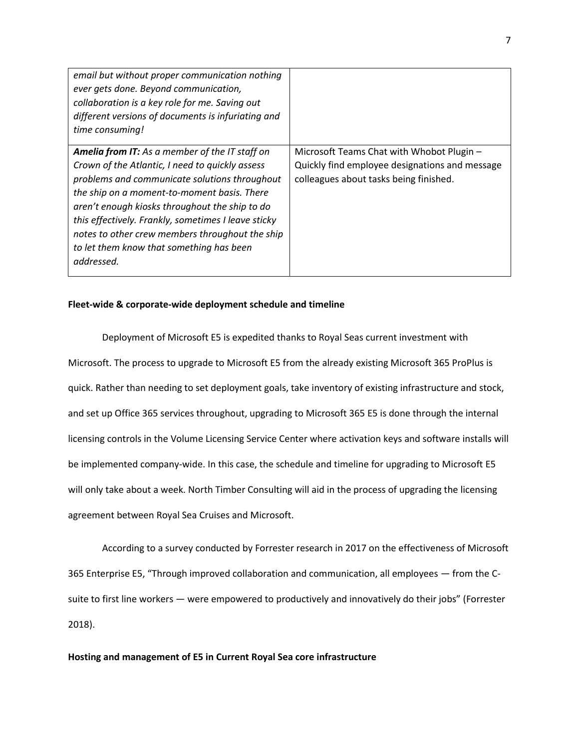| | |
|---|---|
| *email but without proper communication nothing ever gets done. Beyond communication, collaboration is a key role for me. Saving out different versions of documents is infuriating and time consuming!* | |
| ***Amelia from IT:*** *As a member of the IT staff on Crown of the Atlantic, I need to quickly assess problems and communicate solutions throughout the ship on a moment-to-moment basis. There aren't enough kiosks throughout the ship to do this effectively. Frankly, sometimes I leave sticky notes to other crew members throughout the ship to let them know that something has been addressed.* | Microsoft Teams Chat with Whobot Plugin – Quickly find employee designations and message colleagues about tasks being finished. |

**Fleet-wide & corporate-wide deployment schedule and timeline**

Deployment of Microsoft E5 is expedited thanks to Royal Seas current investment with Microsoft. The process to upgrade to Microsoft E5 from the already existing Microsoft 365 ProPlus is quick. Rather than needing to set deployment goals, take inventory of existing infrastructure and stock, and set up Office 365 services throughout, upgrading to Microsoft 365 E5 is done through the internal licensing controls in the Volume Licensing Service Center where activation keys and software installs will be implemented company-wide. In this case, the schedule and timeline for upgrading to Microsoft E5 will only take about a week. North Timber Consulting will aid in the process of upgrading the licensing agreement between Royal Sea Cruises and Microsoft.

According to a survey conducted by Forrester research in 2017 on the effectiveness of Microsoft 365 Enterprise E5, "Through improved collaboration and communication, all employees — from the C-suite to first line workers — were empowered to productively and innovatively do their jobs" (Forrester 2018).

**Hosting and management of E5 in Current Royal Sea core infrastructure**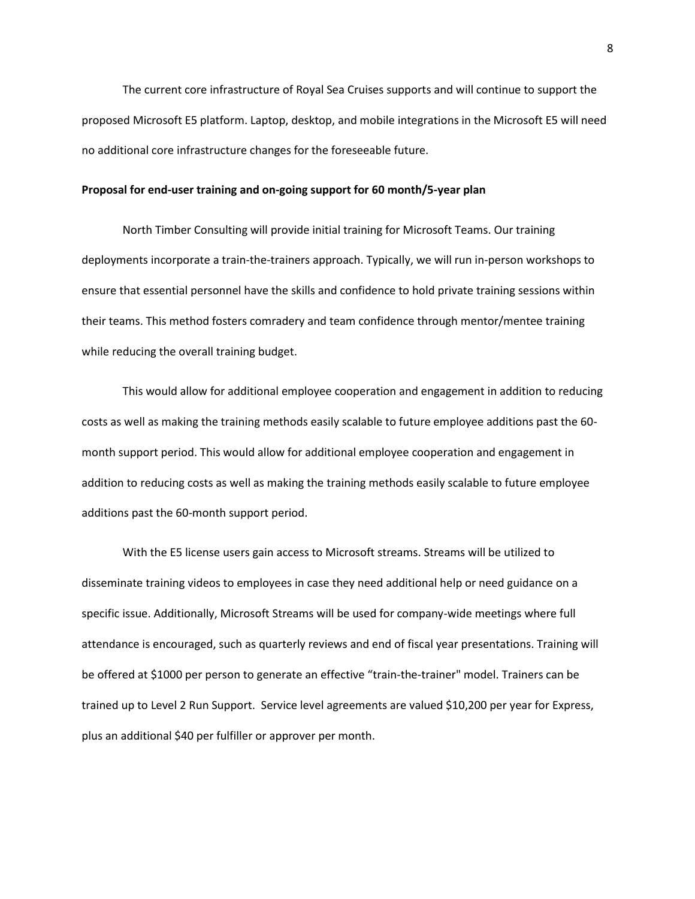The current core infrastructure of Royal Sea Cruises supports and will continue to support the proposed Microsoft E5 platform. Laptop, desktop, and mobile integrations in the Microsoft E5 will need no additional core infrastructure changes for the foreseeable future.

**Proposal for end-user training and on-going support for 60 month/5-year plan**

North Timber Consulting will provide initial training for Microsoft Teams. Our training deployments incorporate a train-the-trainers approach. Typically, we will run in-person workshops to ensure that essential personnel have the skills and confidence to hold private training sessions within their teams. This method fosters comradery and team confidence through mentor/mentee training while reducing the overall training budget.

This would allow for additional employee cooperation and engagement in addition to reducing costs as well as making the training methods easily scalable to future employee additions past the 60-month support period. This would allow for additional employee cooperation and engagement in addition to reducing costs as well as making the training methods easily scalable to future employee additions past the 60-month support period.

With the E5 license users gain access to Microsoft streams. Streams will be utilized to disseminate training videos to employees in case they need additional help or need guidance on a specific issue. Additionally, Microsoft Streams will be used for company-wide meetings where full attendance is encouraged, such as quarterly reviews and end of fiscal year presentations. Training will be offered at $1000 per person to generate an effective "train-the-trainer" model. Trainers can be trained up to Level 2 Run Support. Service level agreements are valued $10,200 per year for Express, plus an additional $40 per fulfiller or approver per month.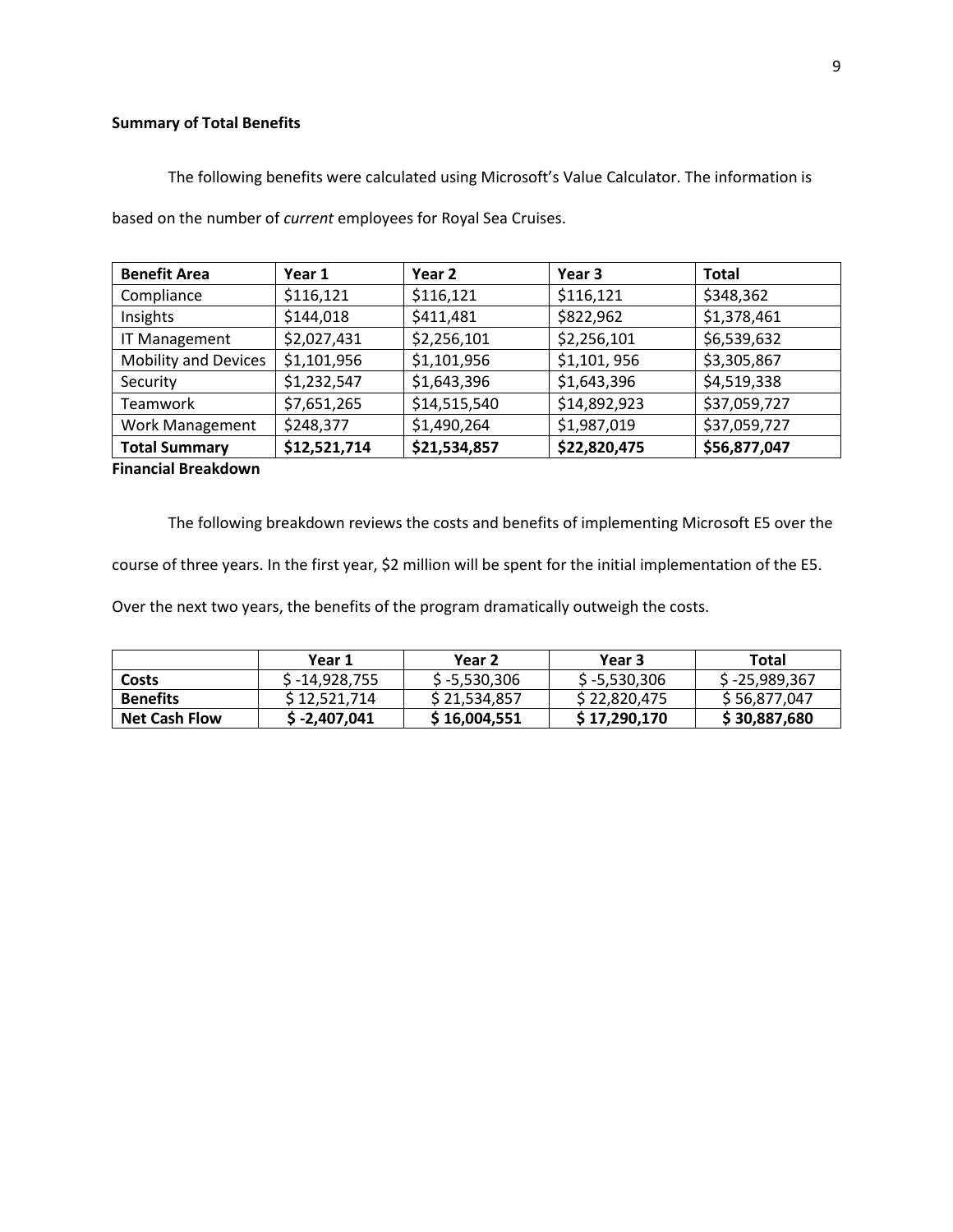**Summary of Total Benefits**

The following benefits were calculated using Microsoft's Value Calculator. The information is based on the number of *current* employees for Royal Sea Cruises.

| Benefit Area | Year 1 | Year 2 | Year 3 | Total |
|---|---|---|---|---|
| Compliance | $116,121 | $116,121 | $116,121 | $348,362 |
| Insights | $144,018 | $411,481 | $822,962 | $1,378,461 |
| IT Management | $2,027,431 | $2,256,101 | $2,256,101 | $6,539,632 |
| Mobility and Devices | $1,101,956 | $1,101,956 | $1,101, 956 | $3,305,867 |
| Security | $1,232,547 | $1,643,396 | $1,643,396 | $4,519,338 |
| Teamwork | $7,651,265 | $14,515,540 | $14,892,923 | $37,059,727 |
| Work Management | $248,377 | $1,490,264 | $1,987,019 | $37,059,727 |
| **Total Summary** | **$12,521,714** | **$21,534,857** | **$22,820,475** | **$56,877,047** |

**Financial Breakdown**

The following breakdown reviews the costs and benefits of implementing Microsoft E5 over the course of three years. In the first year, $2 million will be spent for the initial implementation of the E5. Over the next two years, the benefits of the program dramatically outweigh the costs.

| | Year 1 | Year 2 | Year 3 | Total |
|---|---|---|---|---|
| **Costs** | $ -14,928,755 | $ -5,530,306 | $ -5,530,306 | $ -25,989,367 |
| **Benefits** | $ 12,521,714 | $ 21,534,857 | $ 22,820,475 | $ 56,877,047 |
| **Net Cash Flow** | **$ -2,407,041** | **$ 16,004,551** | **$ 17,290,170** | **$ 30,887,680** |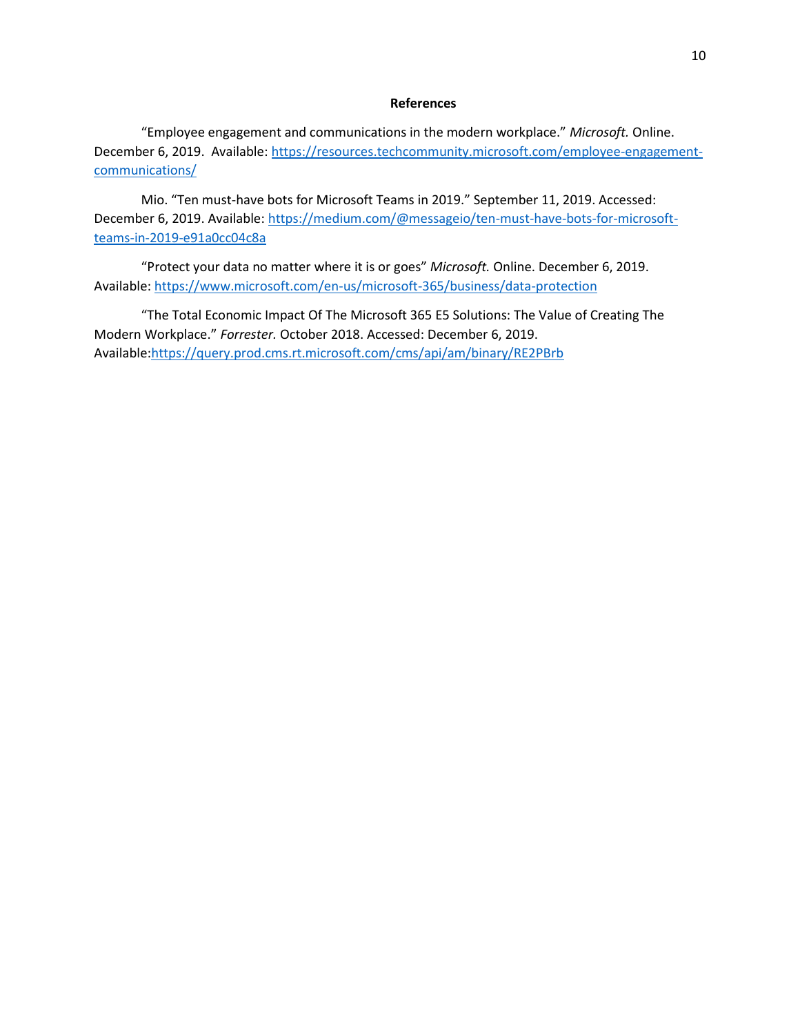**References**

"Employee engagement and communications in the modern workplace." *Microsoft.* Online. December 6, 2019. Available: https://resources.techcommunity.microsoft.com/employee-engagement-communications/

Mio. "Ten must-have bots for Microsoft Teams in 2019." September 11, 2019. Accessed: December 6, 2019. Available: https://medium.com/@messageio/ten-must-have-bots-for-microsoft-teams-in-2019-e91a0cc04c8a

"Protect your data no matter where it is or goes" *Microsoft.* Online. December 6, 2019. Available: https://www.microsoft.com/en-us/microsoft-365/business/data-protection

"The Total Economic Impact Of The Microsoft 365 E5 Solutions: The Value of Creating The Modern Workplace." *Forrester.* October 2018. Accessed: December 6, 2019. Available:https://query.prod.cms.rt.microsoft.com/cms/api/am/binary/RE2PBrb